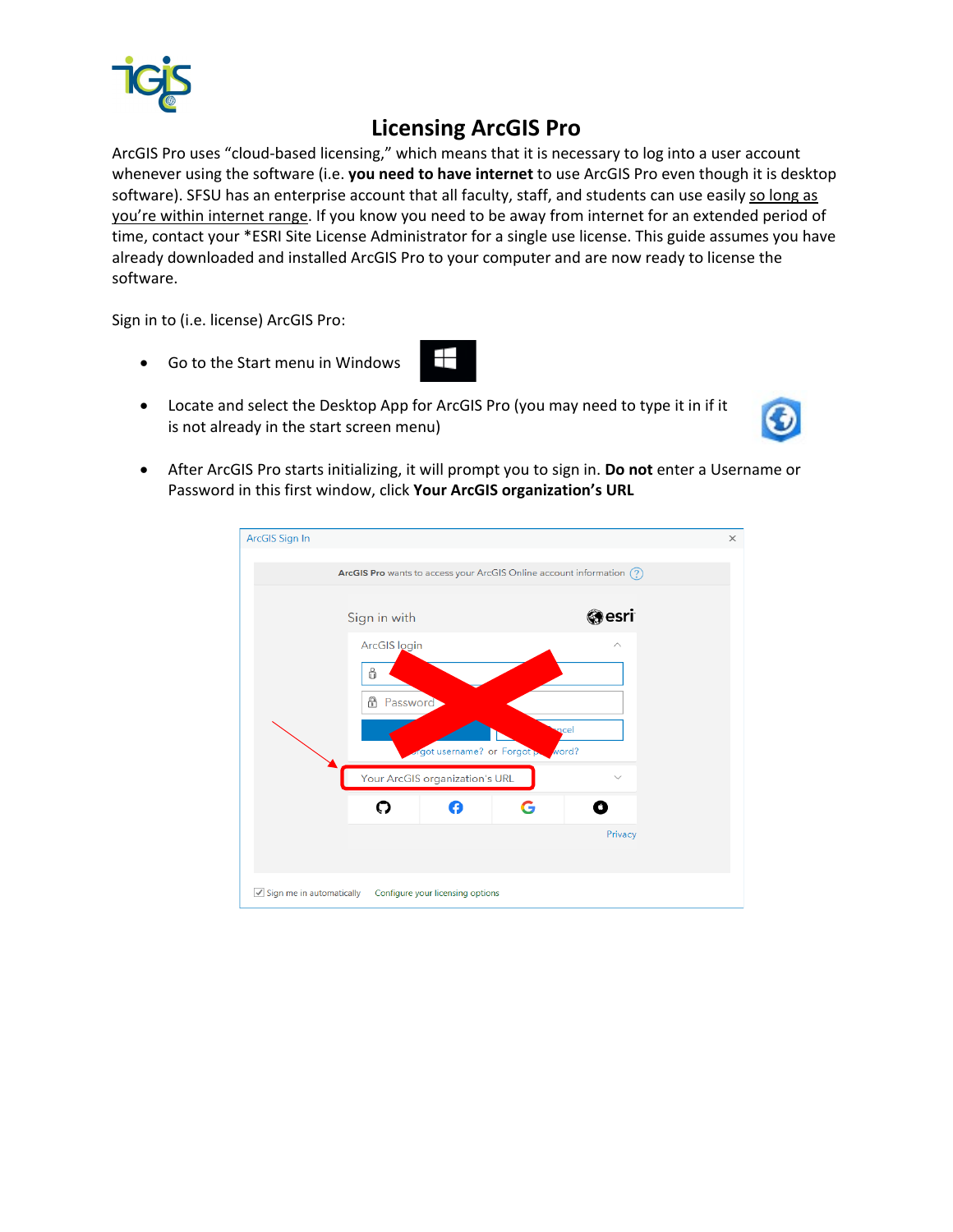# Licensing ArcGIS Pro

ArcGIS Pro uses "cloud-based licensing," which means that it is necessary to log into a user account whenever using the software (i.e. **you need to have internet** to use ArcGIS Pro even though it is desktop software). SFSU has an enterprise account that all faculty, staff, and students can use easily <u>so long as you're within internet range</u>. If you know you need to be away from internet for an extended period of time, contact your *ESRI Site License Administrator for a single use license. This guide assumes you have already downloaded and installed ArcGIS Pro to your computer and are now ready to license the software.

Sign in to (i.e. license) ArcGIS Pro:

- Go to the Start menu in Windows
- Locate and select the Desktop App for ArcGIS Pro (you may need to type it in if it is not already in the start screen menu)
- After ArcGIS Pro starts initializing, it will prompt you to sign in. **Do not** enter a Username or Password in this first window, click **Your ArcGIS organization's URL**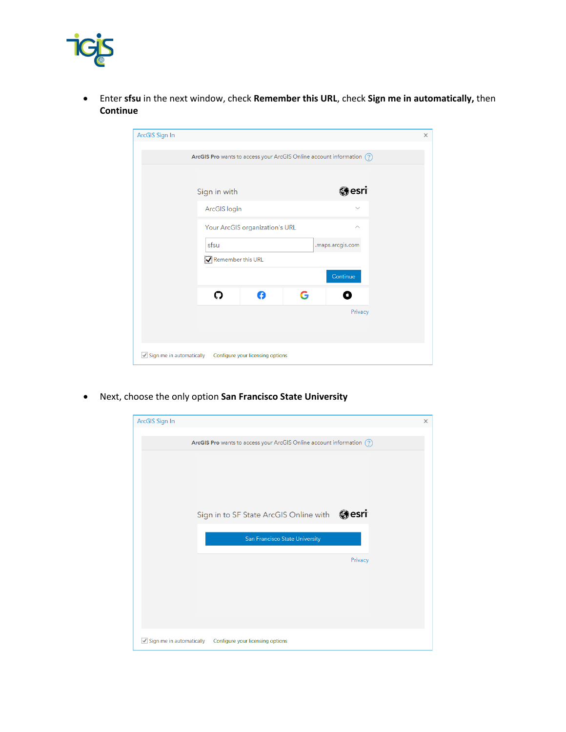- Enter **sfsu** in the next window, check **Remember this URL**, check **Sign me in automatically,** then **Continue**

- Next, choose the only option **San Francisco State University**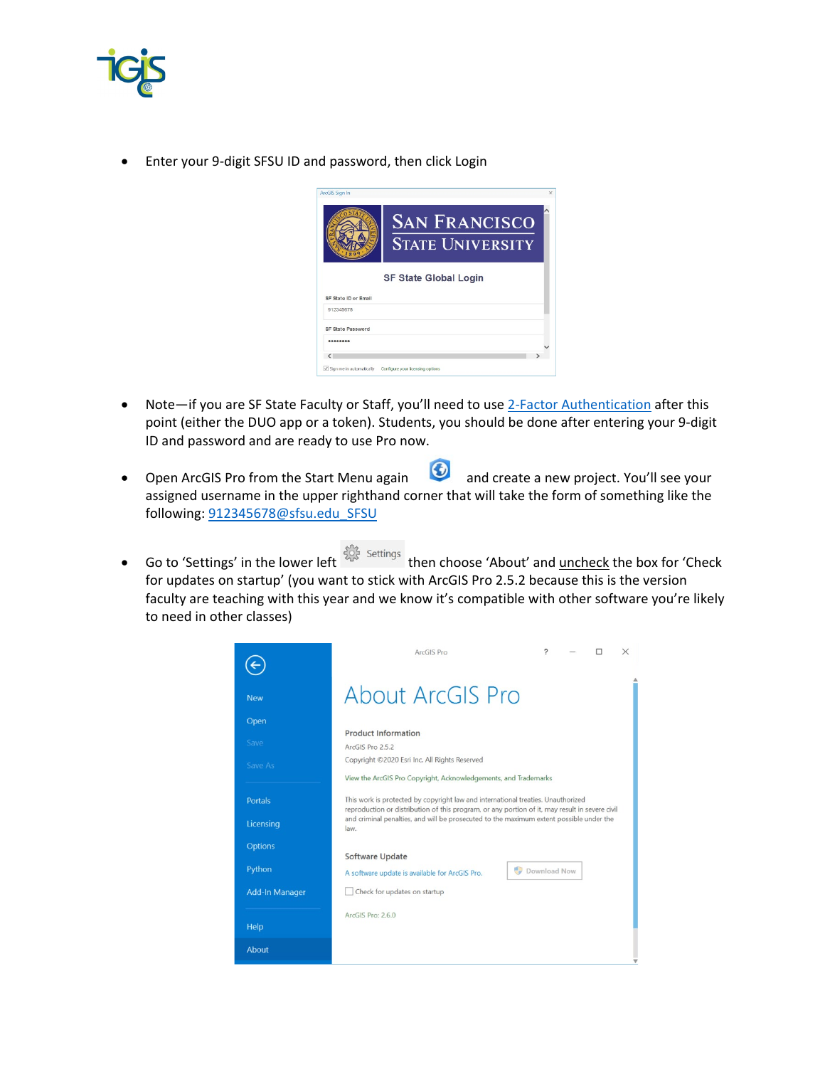- Enter your 9-digit SFSU ID and password, then click Login

- Note—if you are SF State Faculty or Staff, you'll need to use 2-Factor Authentication after this point (either the DUO app or a token). Students, you should be done after entering your 9-digit ID and password and are ready to use Pro now.

- Open ArcGIS Pro from the Start Menu again and create a new project. You'll see your assigned username in the upper righthand corner that will take the form of something like the following: 912345678@sfsu.edu_SFSU

- Go to 'Settings' in the lower left Settings then choose 'About' and uncheck the box for 'Check for updates on startup' (you want to stick with ArcGIS Pro 2.5.2 because this is the version faculty are teaching with this year and we know it's compatible with other software you're likely to need in other classes)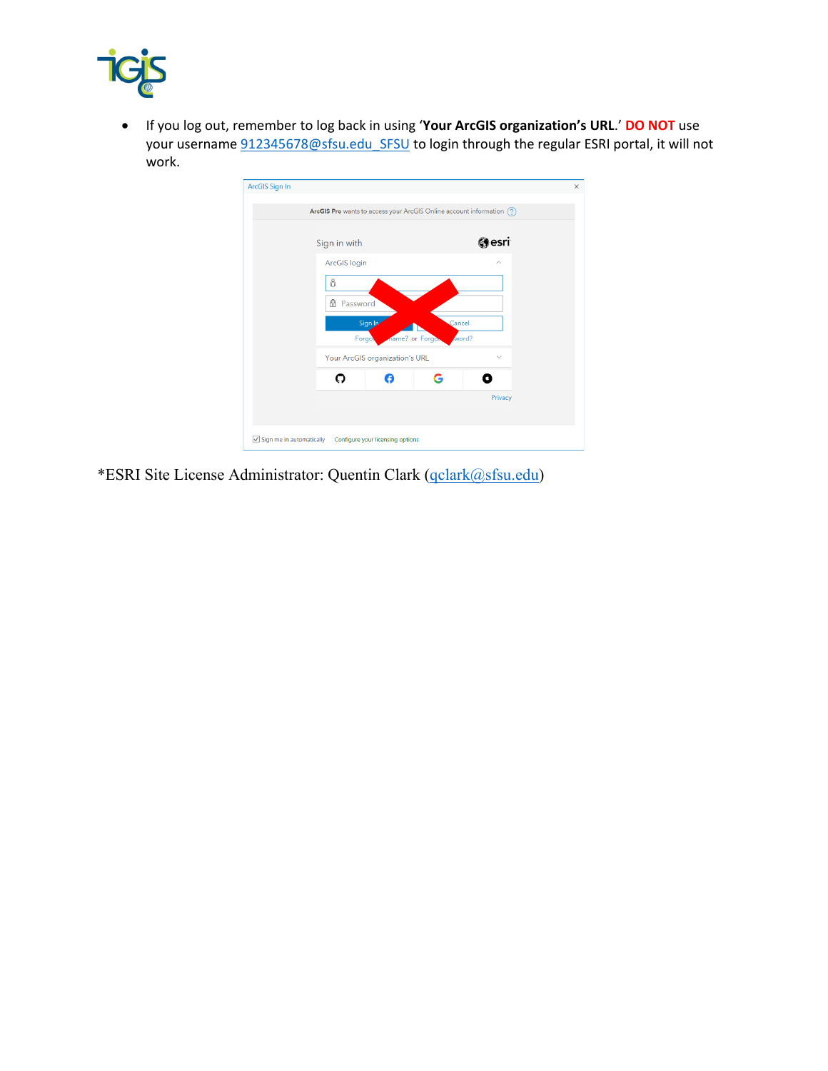- If you log out, remember to log back in using '**Your ArcGIS organization's URL**.' **DO NOT** use your username [912345678@sfsu.edu_SFSU](mailto:912345678@sfsu.edu_SFSU) to login through the regular ESRI portal, it will not work.

*ESRI Site License Administrator: Quentin Clark ([qclark@sfsu.edu](mailto:qclark@sfsu.edu))